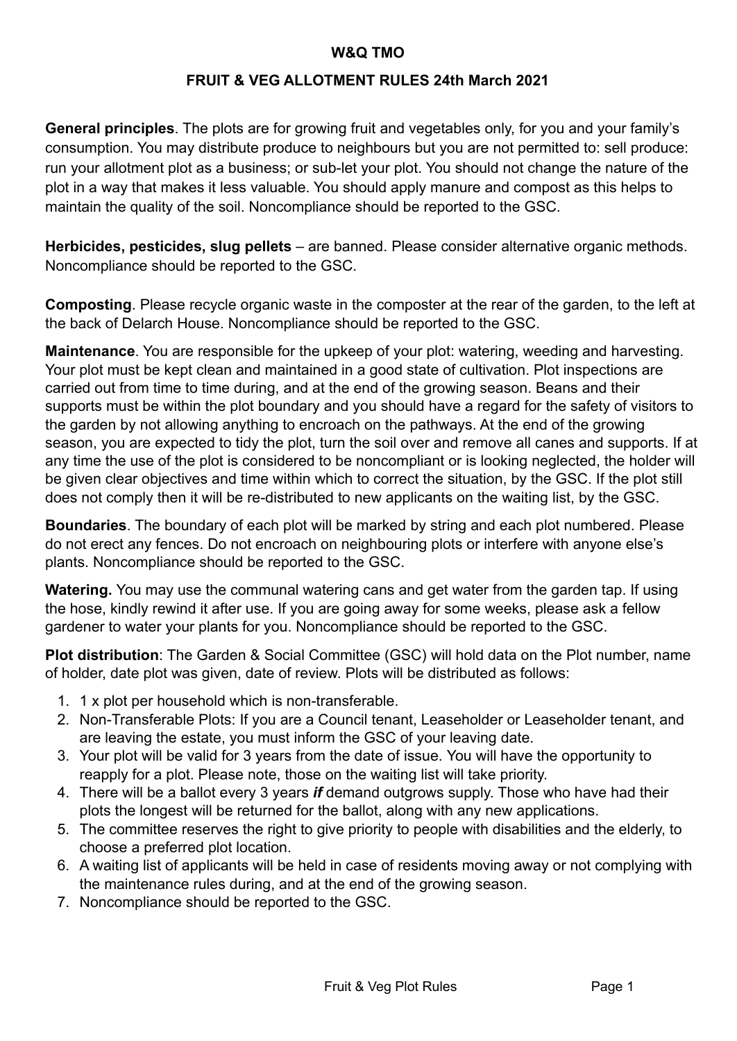**W&Q TMO**

**FRUIT & VEG ALLOTMENT RULES 24th March 2021**

**General principles**. The plots are for growing fruit and vegetables only, for you and your family's consumption. You may distribute produce to neighbours but you are not permitted to: sell produce: run your allotment plot as a business; or sub-let your plot. You should not change the nature of the plot in a way that makes it less valuable. You should apply manure and compost as this helps to maintain the quality of the soil. Noncompliance should be reported to the GSC.

**Herbicides, pesticides, slug pellets** – are banned. Please consider alternative organic methods. Noncompliance should be reported to the GSC.

**Composting**. Please recycle organic waste in the composter at the rear of the garden, to the left at the back of Delarch House. Noncompliance should be reported to the GSC.

**Maintenance**. You are responsible for the upkeep of your plot: watering, weeding and harvesting. Your plot must be kept clean and maintained in a good state of cultivation. Plot inspections are carried out from time to time during, and at the end of the growing season. Beans and their supports must be within the plot boundary and you should have a regard for the safety of visitors to the garden by not allowing anything to encroach on the pathways. At the end of the growing season, you are expected to tidy the plot, turn the soil over and remove all canes and supports. If at any time the use of the plot is considered to be noncompliant or is looking neglected, the holder will be given clear objectives and time within which to correct the situation, by the GSC. If the plot still does not comply then it will be re-distributed to new applicants on the waiting list, by the GSC.

**Boundaries**. The boundary of each plot will be marked by string and each plot numbered. Please do not erect any fences. Do not encroach on neighbouring plots or interfere with anyone else's plants. Noncompliance should be reported to the GSC.

**Watering.** You may use the communal watering cans and get water from the garden tap. If using the hose, kindly rewind it after use. If you are going away for some weeks, please ask a fellow gardener to water your plants for you. Noncompliance should be reported to the GSC.

**Plot distribution**: The Garden & Social Committee (GSC) will hold data on the Plot number, name of holder, date plot was given, date of review. Plots will be distributed as follows:

1. 1 x plot per household which is non-transferable.
2. Non-Transferable Plots: If you are a Council tenant, Leaseholder or Leaseholder tenant, and are leaving the estate, you must inform the GSC of your leaving date.
3. Your plot will be valid for 3 years from the date of issue. You will have the opportunity to reapply for a plot. Please note, those on the waiting list will take priority.
4. There will be a ballot every 3 years ***if*** demand outgrows supply. Those who have had their plots the longest will be returned for the ballot, along with any new applications.
5. The committee reserves the right to give priority to people with disabilities and the elderly, to choose a preferred plot location.
6. A waiting list of applicants will be held in case of residents moving away or not complying with the maintenance rules during, and at the end of the growing season.
7. Noncompliance should be reported to the GSC.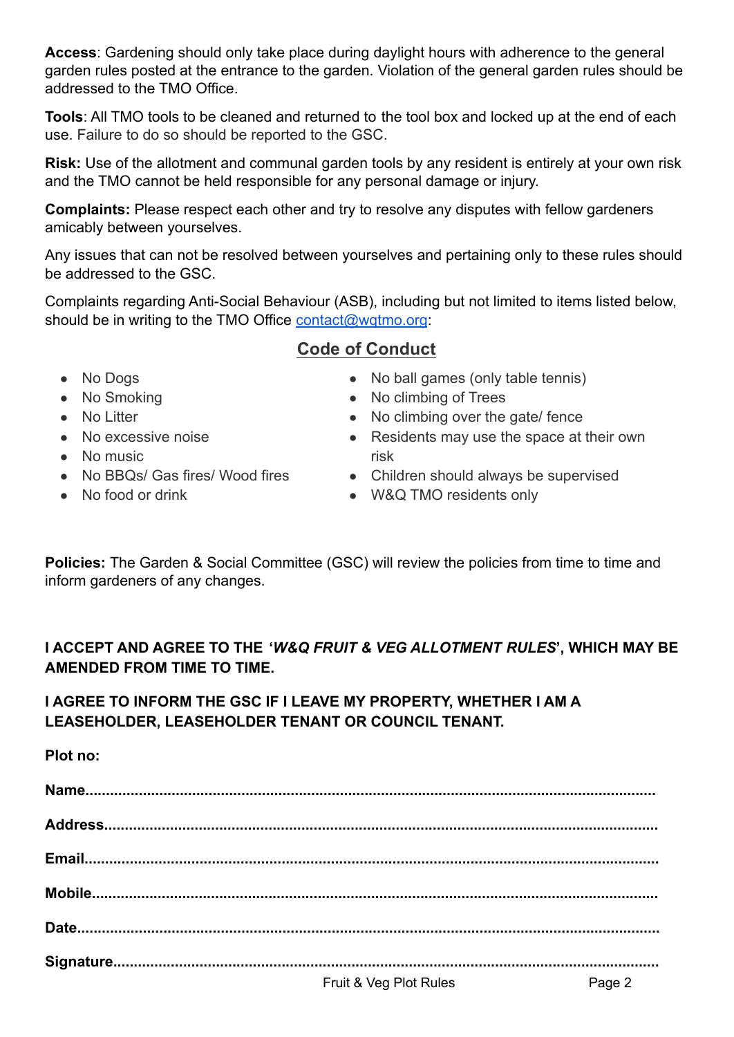**Access**: Gardening should only take place during daylight hours with adherence to the general garden rules posted at the entrance to the garden. Violation of the general garden rules should be addressed to the TMO Office.

**Tools**: All TMO tools to be cleaned and returned to the tool box and locked up at the end of each use. Failure to do so should be reported to the GSC.

**Risk:** Use of the allotment and communal garden tools by any resident is entirely at your own risk and the TMO cannot be held responsible for any personal damage or injury.

**Complaints:** Please respect each other and try to resolve any disputes with fellow gardeners amicably between yourselves.

Any issues that can not be resolved between yourselves and pertaining only to these rules should be addressed to the GSC.

Complaints regarding Anti-Social Behaviour (ASB), including but not limited to items listed below, should be in writing to the TMO Office [contact@wqtmo.org](mailto:contact@wqtmo.org):

## Code of Conduct

- No Dogs
- No Smoking
- No Litter
- No excessive noise
- No music
- No BBQs/ Gas fires/ Wood fires
- No food or drink
- No ball games (only table tennis)
- No climbing of Trees
- No climbing over the gate/ fence
- Residents may use the space at their own risk
- Children should always be supervised
- W&Q TMO residents only

**Policies:** The Garden & Social Committee (GSC) will review the policies from time to time and inform gardeners of any changes.

**I ACCEPT AND AGREE TO THE '*W&Q FRUIT & VEG ALLOTMENT RULES*', WHICH MAY BE AMENDED FROM TIME TO TIME.**

**I AGREE TO INFORM THE GSC IF I LEAVE MY PROPERTY, WHETHER I AM A LEASEHOLDER, LEASEHOLDER TENANT OR COUNCIL TENANT.**

**Plot no:**

**Name**..........................................................................................................................

**Address**......................................................................................................................

**Email**..........................................................................................................................

**Mobile**........................................................................................................................

**Date**............................................................................................................................

**Signature**....................................................................................................................

Fruit & Veg Plot Rules